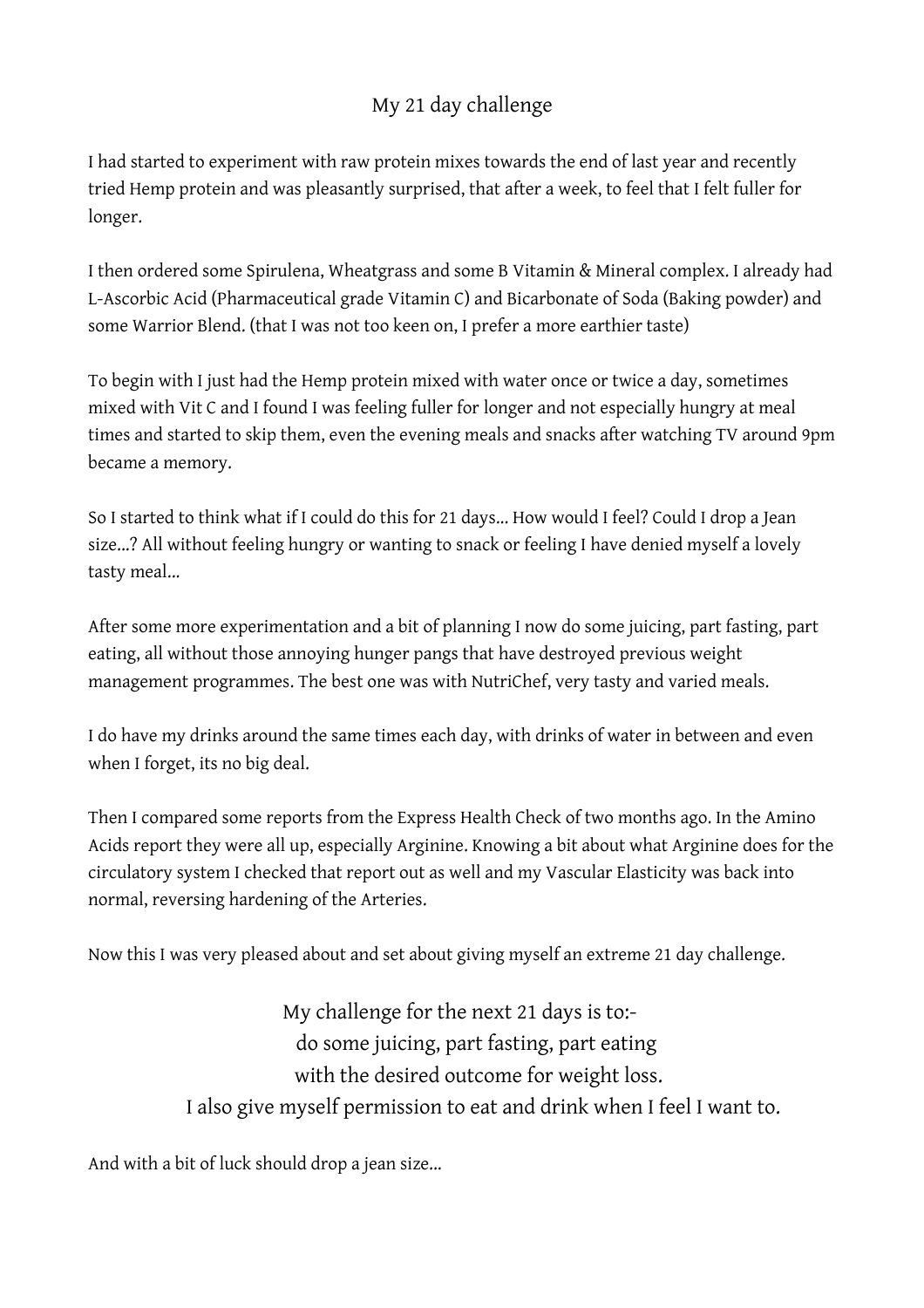# My 21 day challenge

I had started to experiment with raw protein mixes towards the end of last year and recently tried Hemp protein and was pleasantly surprised, that after a week, to feel that I felt fuller for longer.

I then ordered some Spirulena, Wheatgrass and some B Vitamin & Mineral complex. I already had L-Ascorbic Acid (Pharmaceutical grade Vitamin C) and Bicarbonate of Soda (Baking powder) and some Warrior Blend. (that I was not too keen on, I prefer a more earthier taste)

To begin with I just had the Hemp protein mixed with water once or twice a day, sometimes mixed with Vit C and I found I was feeling fuller for longer and not especially hungry at meal times and started to skip them, even the evening meals and snacks after watching TV around 9pm became a memory.

So I started to think what if I could do this for 21 days... How would I feel? Could I drop a Jean size...? All without feeling hungry or wanting to snack or feeling I have denied myself a lovely tasty meal...

After some more experimentation and a bit of planning I now do some juicing, part fasting, part eating, all without those annoying hunger pangs that have destroyed previous weight management programmes. The best one was with NutriChef, very tasty and varied meals.

I do have my drinks around the same times each day, with drinks of water in between and even when I forget, its no big deal.

Then I compared some reports from the Express Health Check of two months ago. In the Amino Acids report they were all up, especially Arginine. Knowing a bit about what Arginine does for the circulatory system I checked that report out as well and my Vascular Elasticity was back into normal, reversing hardening of the Arteries.

Now this I was very pleased about and set about giving myself an extreme 21 day challenge.

My challenge for the next 21 days is to:-
do some juicing, part fasting, part eating
with the desired outcome for weight loss.
I also give myself permission to eat and drink when I feel I want to.

And with a bit of luck should drop a jean size...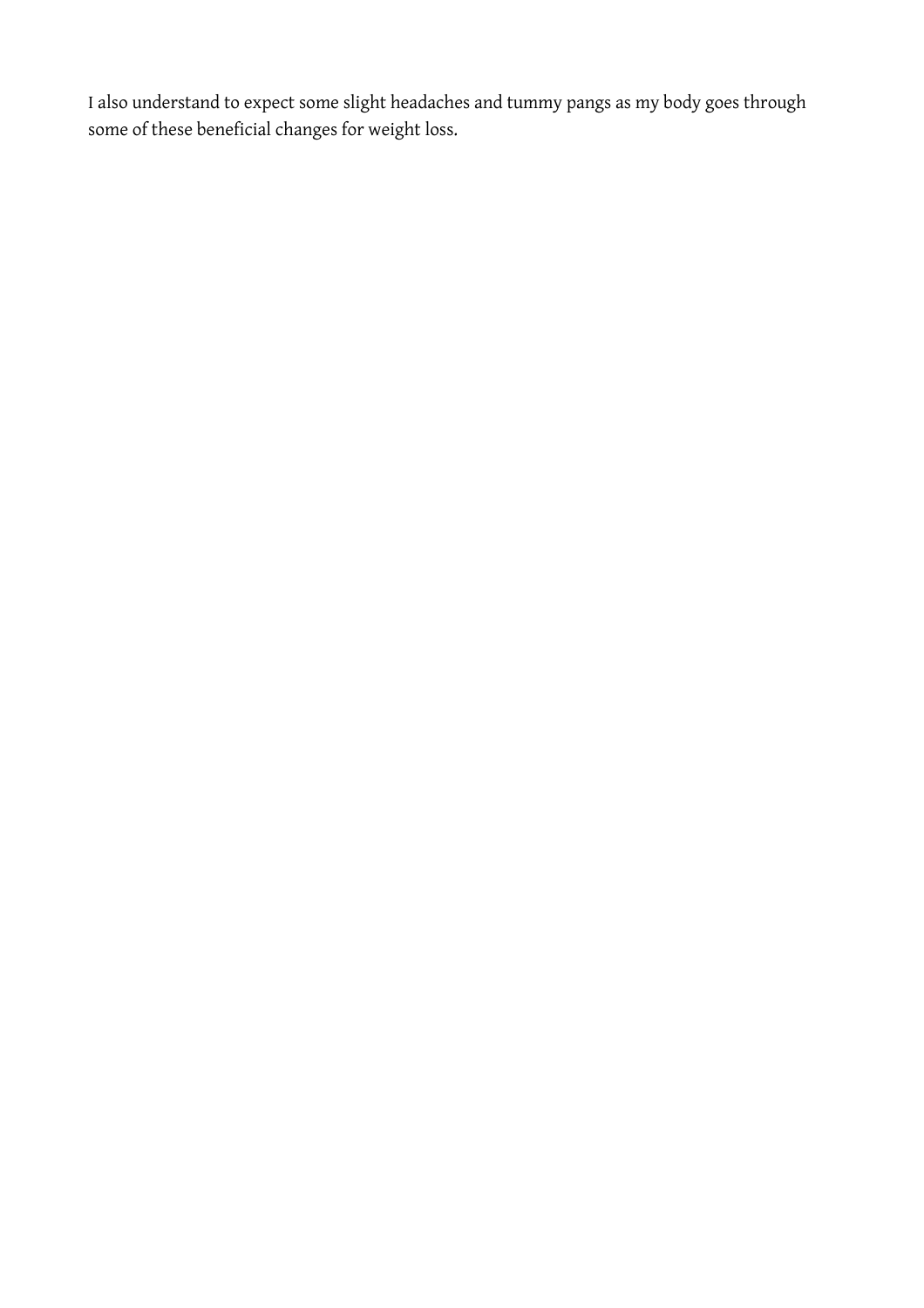I also understand to expect some slight headaches and tummy pangs as my body goes through some of these beneficial changes for weight loss.